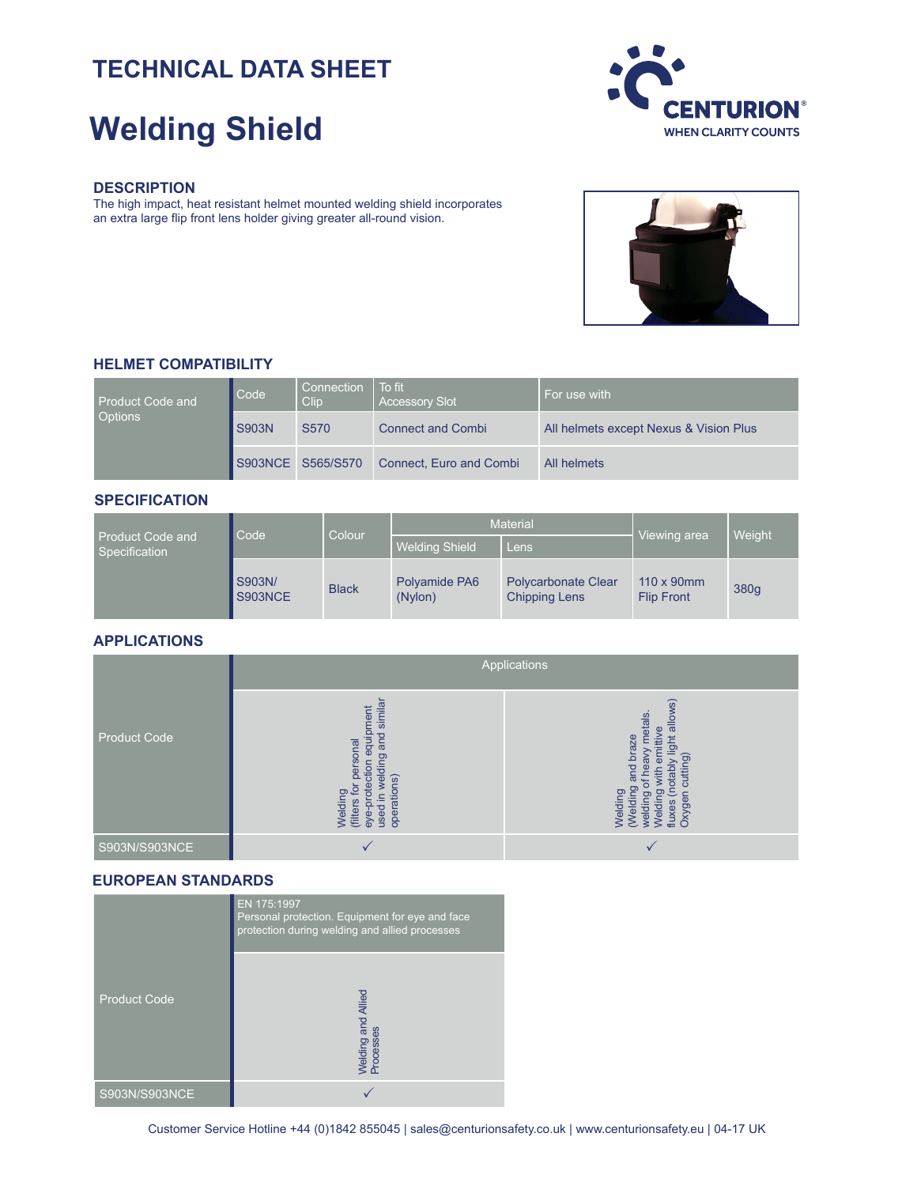# TECHNICAL DATA SHEET

# Welding Shield

CENTURION® WHEN CLARITY COUNTS

## DESCRIPTION

The high impact, heat resistant helmet mounted welding shield incorporates an extra large flip front lens holder giving greater all-round vision.

## HELMET COMPATIBILITY

| Product Code and Options | Code | Connection Clip | To fit Accessory Slot | For use with |
|---|---|---|---|---|
| | S903N | S570 | Connect and Combi | All helmets except Nexus & Vision Plus |
| | S903NCE | S565/S570 | Connect, Euro and Combi | All helmets |

## SPECIFICATION

| Product Code and Specification | Code | Colour | Material | | Viewing area | Weight |
|---|---|---|---|---|---|---|
| | | | Welding Shield | Lens | | |
| | S903N/ S903NCE | Black | Polyamide PA6 (Nylon) | Polycarbonate Clear Chipping Lens | 110 x 90mm Flip Front | 380g |

## APPLICATIONS

| Product Code | Applications | |
|---|---|---|
| | Welding (filters for personal eye-protection equipment used in welding and similar operations) | Welding (Welding and braze welding of heavy metals. Welding with emittive fluxes (notably light allows) Oxygen cutting) |
| S903N/S903NCE | ✓ | ✓ |

## EUROPEAN STANDARDS

| Product Code | EN 175:1997 Personal protection. Equipment for eye and face protection during welding and allied processes |
|---|---|
| | Welding and Allied Processes |
| S903N/S903NCE | ✓ |

Customer Service Hotline +44 (0)1842 855045 | sales@centurionsafety.co.uk | www.centurionsafety.eu | 04-17 UK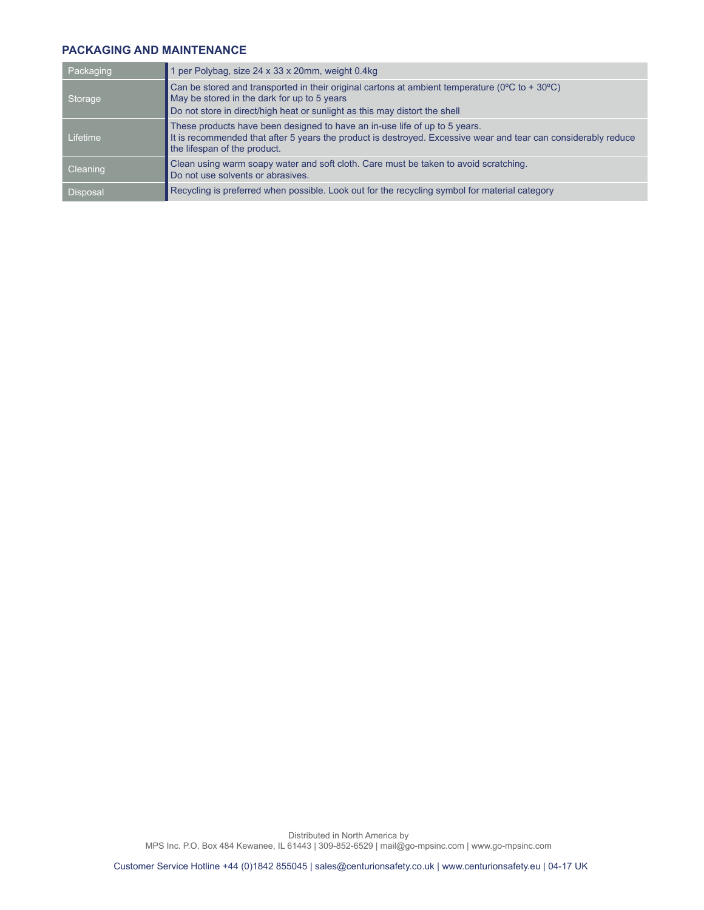## PACKAGING AND MAINTENANCE

| | |
|---|---|
| Packaging | 1 per Polybag, size 24 x 33 x 20mm, weight 0.4kg |
| Storage | Can be stored and transported in their original cartons at ambient temperature (0ºC to + 30ºC)<br>May be stored in the dark for up to 5 years<br>Do not store in direct/high heat or sunlight as this may distort the shell |
| Lifetime | These products have been designed to have an in-use life of up to 5 years.<br>It is recommended that after 5 years the product is destroyed. Excessive wear and tear can considerably reduce the lifespan of the product. |
| Cleaning | Clean using warm soapy water and soft cloth. Care must be taken to avoid scratching.<br>Do not use solvents or abrasives. |
| Disposal | Recycling is preferred when possible. Look out for the recycling symbol for material category |

Distributed in North America by
MPS Inc. P.O. Box 484 Kewanee, IL 61443 | 309-852-6529 | mail@go-mpsinc.com | www.go-mpsinc.com

Customer Service Hotline +44 (0)1842 855045 | sales@centurionsafety.co.uk | www.centurionsafety.eu | 04-17 UK